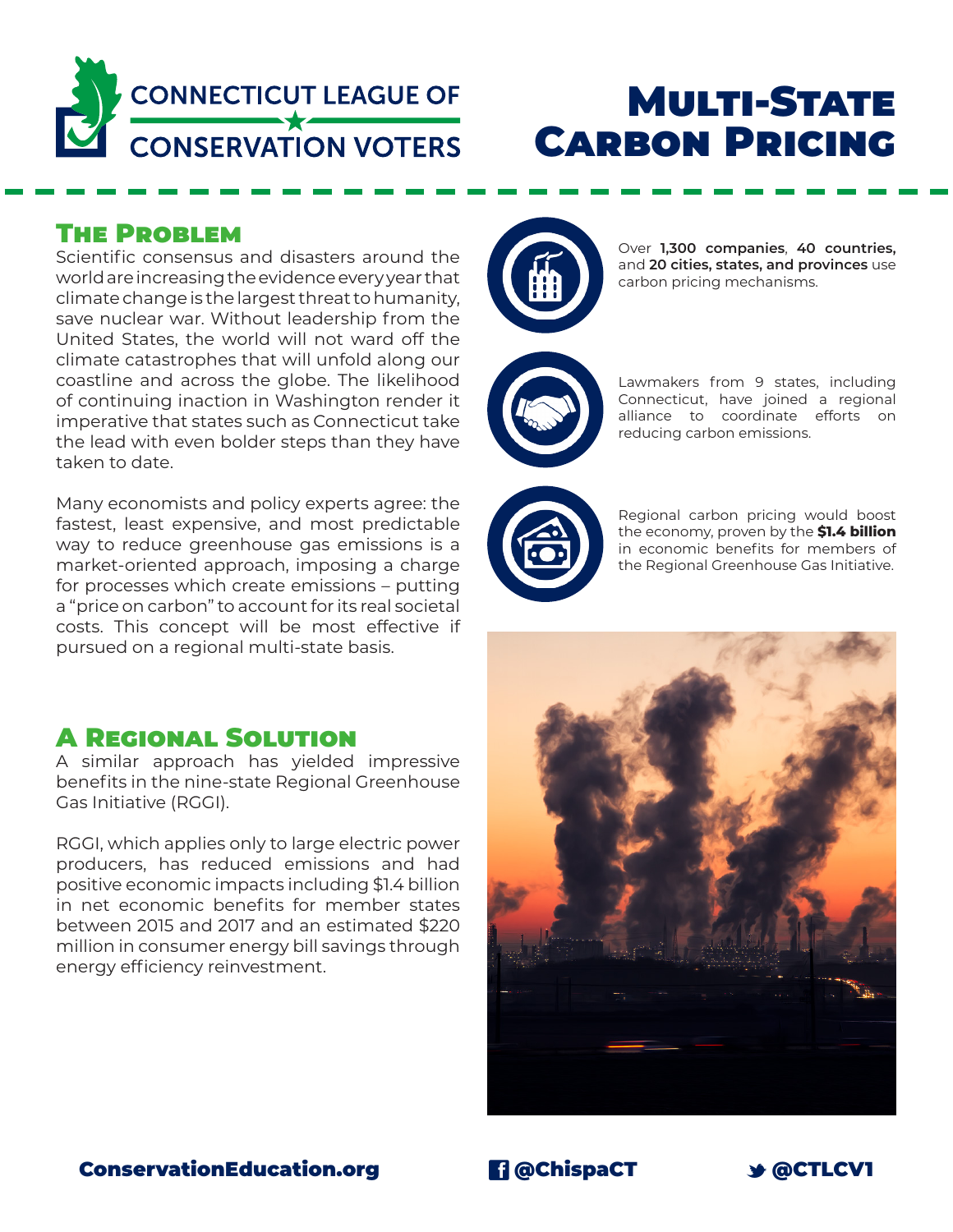CONNECTICUT LEAGUE OF CONSERVATION VOTERS

# Multi-State Carbon Pricing

## The Problem

Scientific consensus and disasters around the world are increasing the evidence every year that climate change is the largest threat to humanity, save nuclear war. Without leadership from the United States, the world will not ward off the climate catastrophes that will unfold along our coastline and across the globe. The likelihood of continuing inaction in Washington render it imperative that states such as Connecticut take the lead with even bolder steps than they have taken to date.

Many economists and policy experts agree: the fastest, least expensive, and most predictable way to reduce greenhouse gas emissions is a market-oriented approach, imposing a charge for processes which create emissions – putting a "price on carbon" to account for its real societal costs. This concept will be most effective if pursued on a regional multi-state basis.

## A Regional Solution

A similar approach has yielded impressive benefits in the nine-state Regional Greenhouse Gas Initiative (RGGI).

RGGI, which applies only to large electric power producers, has reduced emissions and had positive economic impacts including $1.4 billion in net economic benefits for member states between 2015 and 2017 and an estimated $220 million in consumer energy bill savings through energy efficiency reinvestment.

Over **1,300 companies**, **40 countries,** and **20 cities, states, and provinces** use carbon pricing mechanisms.

Lawmakers from 9 states, including Connecticut, have joined a regional alliance to coordinate efforts on reducing carbon emissions.

Regional carbon pricing would boost the economy, proven by the **$1.4 billion** in economic benefits for members of the Regional Greenhouse Gas Initiative.

**ConservationEducation.org** **@ChispaCT** **@CTLCV1**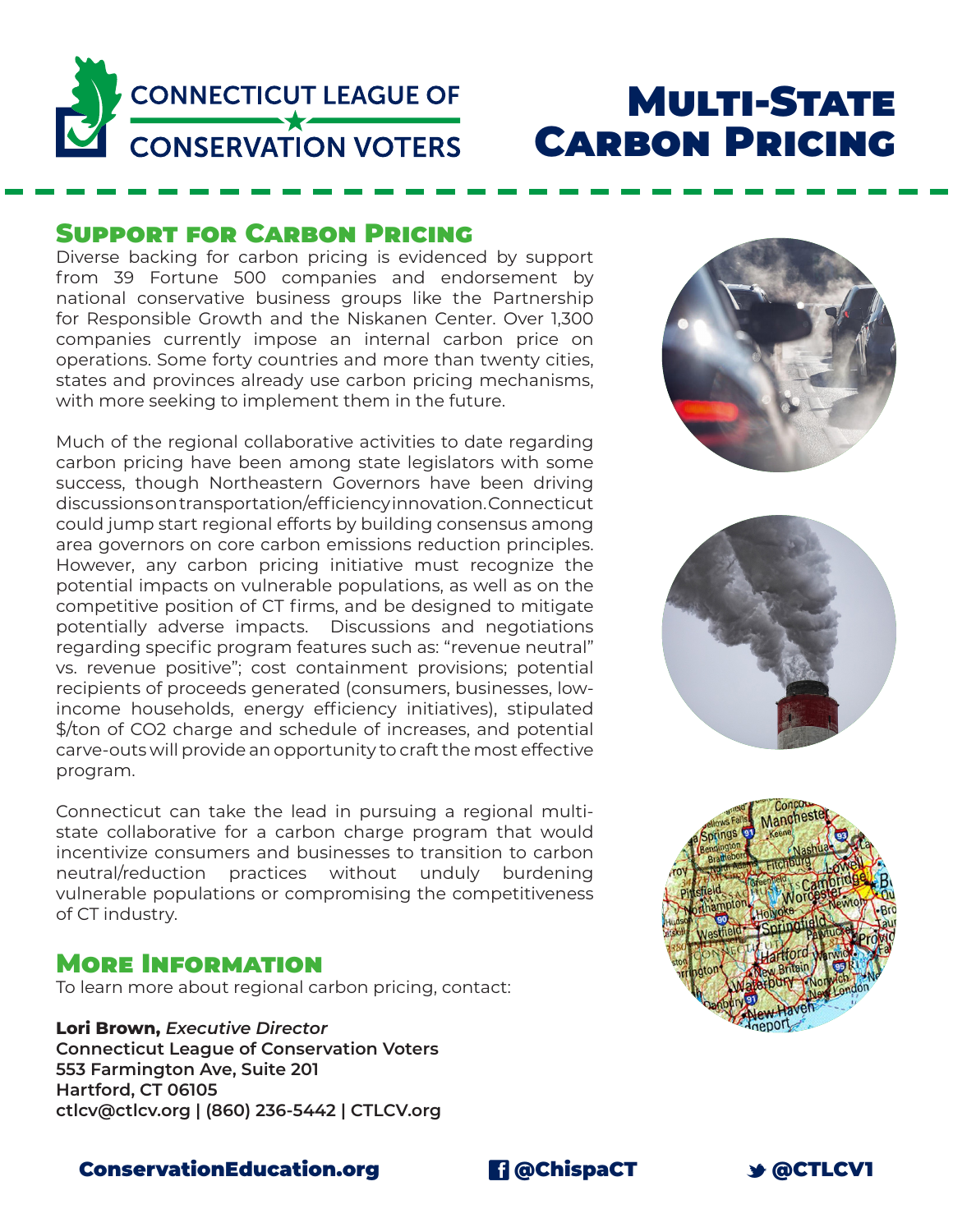CONNECTICUT LEAGUE OF CONSERVATION VOTERS

# Multi-State Carbon Pricing

## Support for Carbon Pricing

Diverse backing for carbon pricing is evidenced by support from 39 Fortune 500 companies and endorsement by national conservative business groups like the Partnership for Responsible Growth and the Niskanen Center. Over 1,300 companies currently impose an internal carbon price on operations. Some forty countries and more than twenty cities, states and provinces already use carbon pricing mechanisms, with more seeking to implement them in the future.

Much of the regional collaborative activities to date regarding carbon pricing have been among state legislators with some success, though Northeastern Governors have been driving discussions on transportation/efficiency innovation. Connecticut could jump start regional efforts by building consensus among area governors on core carbon emissions reduction principles. However, any carbon pricing initiative must recognize the potential impacts on vulnerable populations, as well as on the competitive position of CT firms, and be designed to mitigate potentially adverse impacts. Discussions and negotiations regarding specific program features such as: "revenue neutral" vs. revenue positive"; cost containment provisions; potential recipients of proceeds generated (consumers, businesses, low-income households, energy efficiency initiatives), stipulated \$/ton of CO2 charge and schedule of increases, and potential carve-outs will provide an opportunity to craft the most effective program.

Connecticut can take the lead in pursuing a regional multi-state collaborative for a carbon charge program that would incentivize consumers and businesses to transition to carbon neutral/reduction practices without unduly burdening vulnerable populations or compromising the competitiveness of CT industry.

## More Information

To learn more about regional carbon pricing, contact:

**Lori Brown,** ***Executive Director***
**Connecticut League of Conservation Voters**
**553 Farmington Ave, Suite 201**
**Hartford, CT 06105**
**ctlcv@ctlcv.org | (860) 236-5442 | CTLCV.org**

**ConservationEducation.org** | **@ChispaCT** | **@CTLCV1**